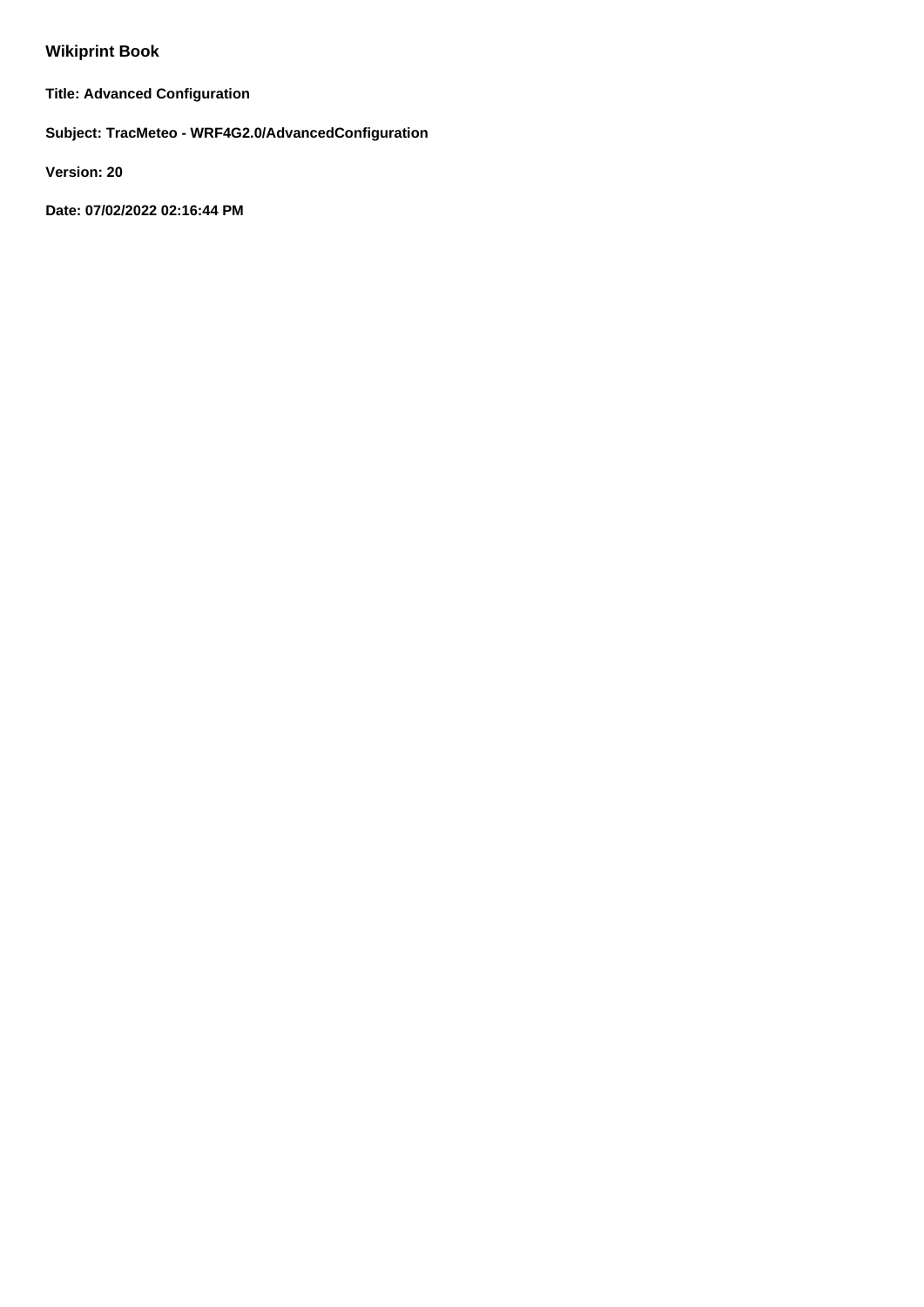# Wikiprint Book

**Title: Advanced Configuration**

**Subject: TracMeteo - WRF4G2.0/AdvancedConfiguration**

**Version: 20**

**Date: 07/02/2022 02:16:44 PM**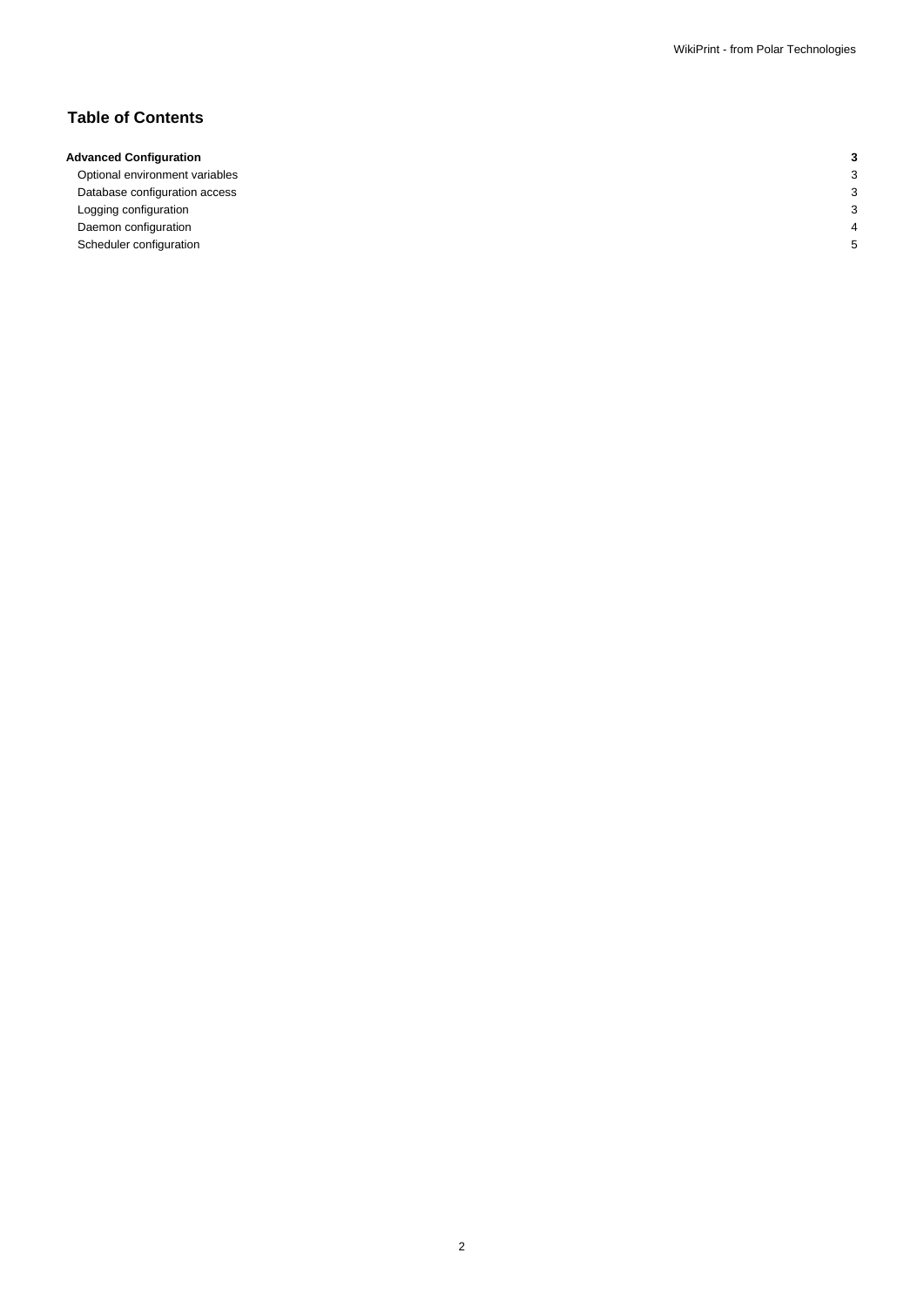## Table of Contents

| | |
|---|---|
| **Advanced Configuration** | **3** |
| Optional environment variables | 3 |
| Database configuration access | 3 |
| Logging configuration | 3 |
| Daemon configuration | 4 |
| Scheduler configuration | 5 |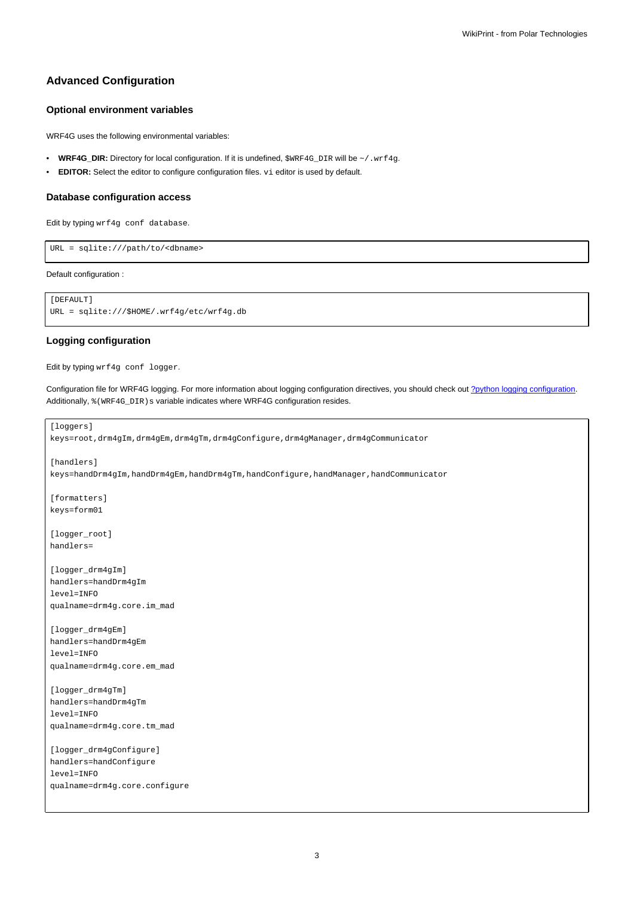## Advanced Configuration

### Optional environment variables

WRF4G uses the following environmental variables:

- **WRF4G_DIR:** Directory for local configuration. If it is undefined, `$WRF4G_DIR` will be `~/.wrf4g`.
- **EDITOR:** Select the editor to configure configuration files. `vi` editor is used by default.

### Database configuration access

Edit by typing `wrf4g conf database`.

```
URL = sqlite:///path/to/<dbname>
```

Default configuration :

```
[DEFAULT]
URL = sqlite:///$HOME/.wrf4g/etc/wrf4g.db
```

### Logging configuration

Edit by typing `wrf4g conf logger`.

Configuration file for WRF4G logging. For more information about logging configuration directives, you should check out [?python logging configuration](). Additionally, `%(WRF4G_DIR)s` variable indicates where WRF4G configuration resides.

```
[loggers]
keys=root,drm4gIm,drm4gEm,drm4gTm,drm4gConfigure,drm4gManager,drm4gCommunicator

[handlers]
keys=handDrm4gIm,handDrm4gEm,handDrm4gTm,handConfigure,handManager,handCommunicator

[formatters]
keys=form01

[logger_root]
handlers=

[logger_drm4gIm]
handlers=handDrm4gIm
level=INFO
qualname=drm4g.core.im_mad

[logger_drm4gEm]
handlers=handDrm4gEm
level=INFO
qualname=drm4g.core.em_mad

[logger_drm4gTm]
handlers=handDrm4gTm
level=INFO
qualname=drm4g.core.tm_mad

[logger_drm4gConfigure]
handlers=handConfigure
level=INFO
qualname=drm4g.core.configure
```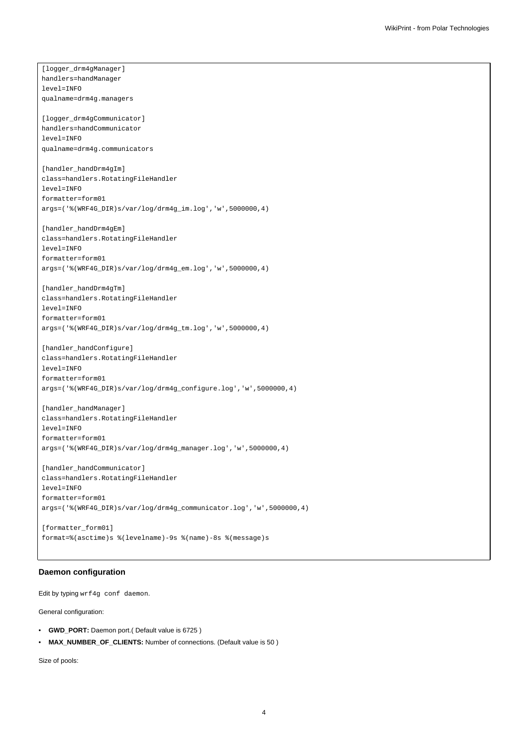```
[logger_drm4gManager]
handlers=handManager
level=INFO
qualname=drm4g.managers

[logger_drm4gCommunicator]
handlers=handCommunicator
level=INFO
qualname=drm4g.communicators

[handler_handDrm4gIm]
class=handlers.RotatingFileHandler
level=INFO
formatter=form01
args=('%(WRF4G_DIR)s/var/log/drm4g_im.log','w',5000000,4)

[handler_handDrm4gEm]
class=handlers.RotatingFileHandler
level=INFO
formatter=form01
args=('%(WRF4G_DIR)s/var/log/drm4g_em.log','w',5000000,4)

[handler_handDrm4gTm]
class=handlers.RotatingFileHandler
level=INFO
formatter=form01
args=('%(WRF4G_DIR)s/var/log/drm4g_tm.log','w',5000000,4)

[handler_handConfigure]
class=handlers.RotatingFileHandler
level=INFO
formatter=form01
args=('%(WRF4G_DIR)s/var/log/drm4g_configure.log','w',5000000,4)

[handler_handManager]
class=handlers.RotatingFileHandler
level=INFO
formatter=form01
args=('%(WRF4G_DIR)s/var/log/drm4g_manager.log','w',5000000,4)

[handler_handCommunicator]
class=handlers.RotatingFileHandler
level=INFO
formatter=form01
args=('%(WRF4G_DIR)s/var/log/drm4g_communicator.log','w',5000000,4)

[formatter_form01]
format=%(asctime)s %(levelname)-9s %(name)-8s %(message)s
```

### Daemon configuration

Edit by typing `wrf4g conf daemon`.

General configuration:

- **GWD_PORT:** Daemon port.( Default value is 6725 )
- **MAX_NUMBER_OF_CLIENTS:** Number of connections. (Default value is 50 )

Size of pools: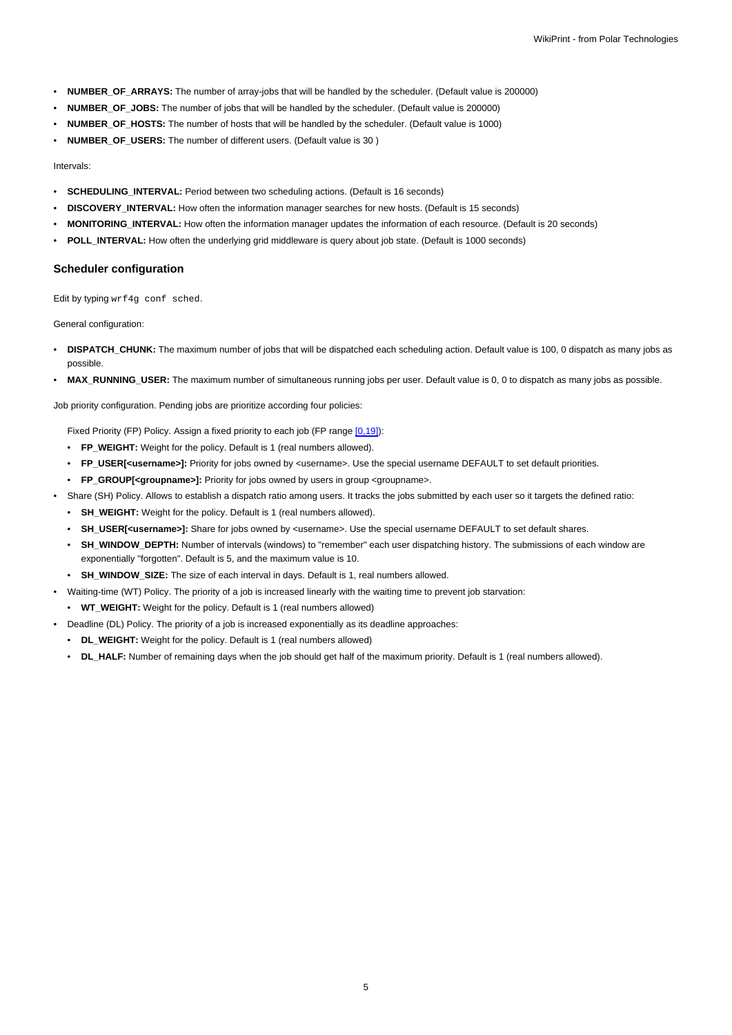- **NUMBER_OF_ARRAYS:** The number of array-jobs that will be handled by the scheduler. (Default value is 200000)
- **NUMBER_OF_JOBS:** The number of jobs that will be handled by the scheduler. (Default value is 200000)
- **NUMBER_OF_HOSTS:** The number of hosts that will be handled by the scheduler. (Default value is 1000)
- **NUMBER_OF_USERS:** The number of different users. (Default value is 30 )

Intervals:

- **SCHEDULING_INTERVAL:** Period between two scheduling actions. (Default is 16 seconds)
- **DISCOVERY_INTERVAL:** How often the information manager searches for new hosts. (Default is 15 seconds)
- **MONITORING_INTERVAL:** How often the information manager updates the information of each resource. (Default is 20 seconds)
- **POLL_INTERVAL:** How often the underlying grid middleware is query about job state. (Default is 1000 seconds)

### Scheduler configuration

Edit by typing `wrf4g conf sched`.

General configuration:

- **DISPATCH_CHUNK:** The maximum number of jobs that will be dispatched each scheduling action. Default value is 100, 0 dispatch as many jobs as possible.
- **MAX_RUNNING_USER:** The maximum number of simultaneous running jobs per user. Default value is 0, 0 to dispatch as many jobs as possible.

Job priority configuration. Pending jobs are prioritize according four policies:

Fixed Priority (FP) Policy. Assign a fixed priority to each job (FP range [0,19]):

- **FP_WEIGHT:** Weight for the policy. Default is 1 (real numbers allowed).
- **FP_USER[<username>]:** Priority for jobs owned by <username>. Use the special username DEFAULT to set default priorities.
- **FP_GROUP[<groupname>]:** Priority for jobs owned by users in group <groupname>.

- Share (SH) Policy. Allows to establish a dispatch ratio among users. It tracks the jobs submitted by each user so it targets the defined ratio:
  - **SH_WEIGHT:** Weight for the policy. Default is 1 (real numbers allowed).
  - **SH_USER[<username>]:** Share for jobs owned by <username>. Use the special username DEFAULT to set default shares.
  - **SH_WINDOW_DEPTH:** Number of intervals (windows) to "remember" each user dispatching history. The submissions of each window are exponentially "forgotten". Default is 5, and the maximum value is 10.
  - **SH_WINDOW_SIZE:** The size of each interval in days. Default is 1, real numbers allowed.
- Waiting-time (WT) Policy. The priority of a job is increased linearly with the waiting time to prevent job starvation:
  - **WT_WEIGHT:** Weight for the policy. Default is 1 (real numbers allowed)
- Deadline (DL) Policy. The priority of a job is increased exponentially as its deadline approaches:
  - **DL_WEIGHT:** Weight for the policy. Default is 1 (real numbers allowed)
  - **DL_HALF:** Number of remaining days when the job should get half of the maximum priority. Default is 1 (real numbers allowed).